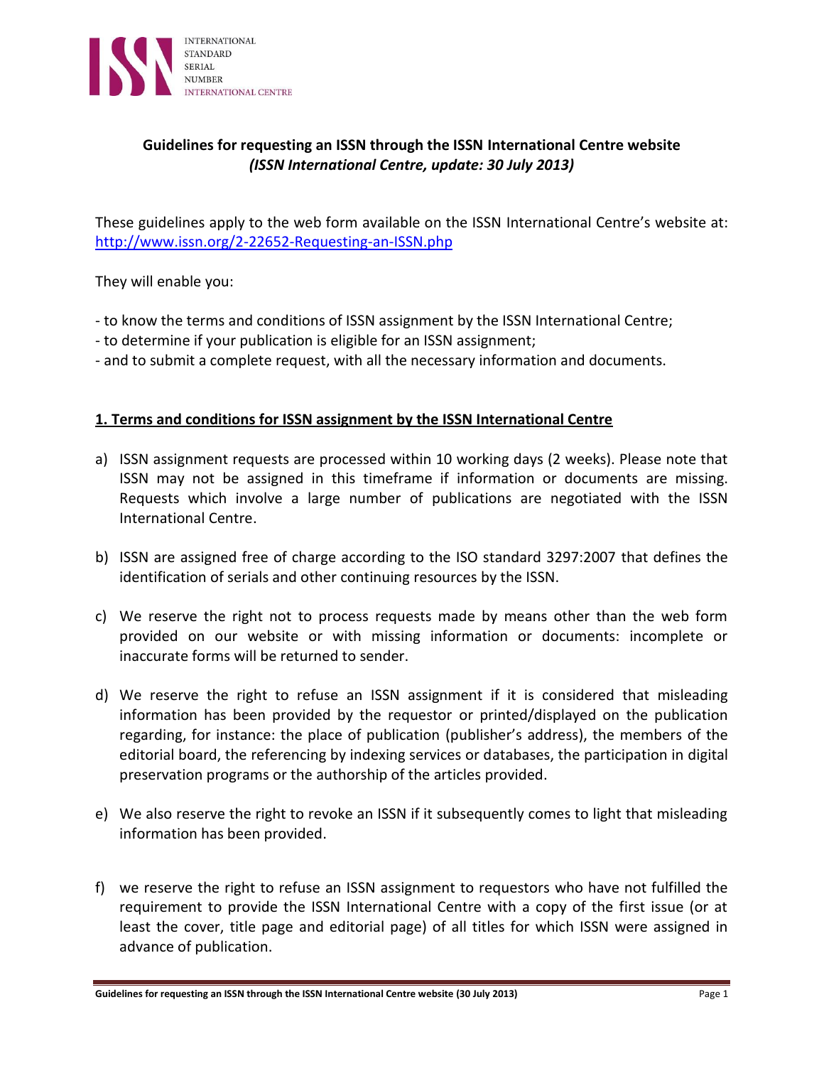**Guidelines for requesting an ISSN through the ISSN International Centre website**
***(ISSN International Centre, update: 30 July 2013)***

These guidelines apply to the web form available on the ISSN International Centre's website at: http://www.issn.org/2-22652-Requesting-an-ISSN.php

They will enable you:

- to know the terms and conditions of ISSN assignment by the ISSN International Centre;
- to determine if your publication is eligible for an ISSN assignment;
- and to submit a complete request, with all the necessary information and documents.

## 1. Terms and conditions for ISSN assignment by the ISSN International Centre

a) ISSN assignment requests are processed within 10 working days (2 weeks). Please note that ISSN may not be assigned in this timeframe if information or documents are missing. Requests which involve a large number of publications are negotiated with the ISSN International Centre.

b) ISSN are assigned free of charge according to the ISO standard 3297:2007 that defines the identification of serials and other continuing resources by the ISSN.

c) We reserve the right not to process requests made by means other than the web form provided on our website or with missing information or documents: incomplete or inaccurate forms will be returned to sender.

d) We reserve the right to refuse an ISSN assignment if it is considered that misleading information has been provided by the requestor or printed/displayed on the publication regarding, for instance: the place of publication (publisher's address), the members of the editorial board, the referencing by indexing services or databases, the participation in digital preservation programs or the authorship of the articles provided.

e) We also reserve the right to revoke an ISSN if it subsequently comes to light that misleading information has been provided.

f) we reserve the right to refuse an ISSN assignment to requestors who have not fulfilled the requirement to provide the ISSN International Centre with a copy of the first issue (or at least the cover, title page and editorial page) of all titles for which ISSN were assigned in advance of publication.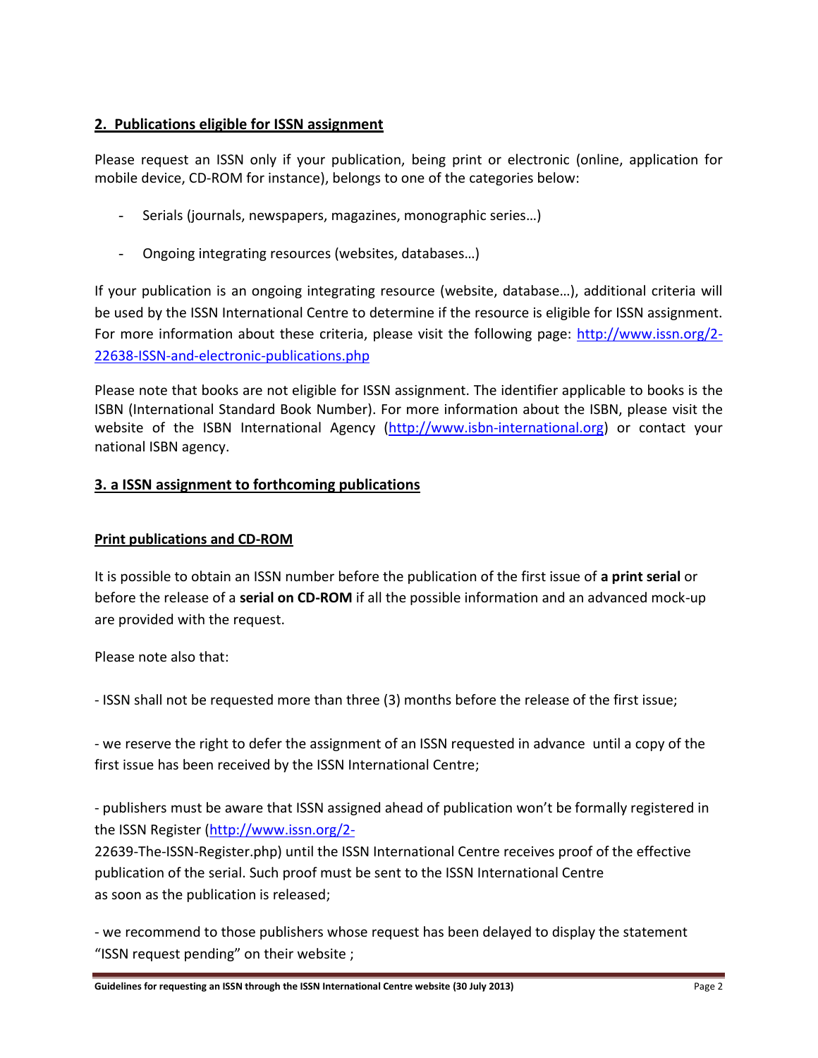## 2. Publications eligible for ISSN assignment

Please request an ISSN only if your publication, being print or electronic (online, application for mobile device, CD-ROM for instance), belongs to one of the categories below:

- Serials (journals, newspapers, magazines, monographic series…)
- Ongoing integrating resources (websites, databases…)

If your publication is an ongoing integrating resource (website, database…), additional criteria will be used by the ISSN International Centre to determine if the resource is eligible for ISSN assignment. For more information about these criteria, please visit the following page: http://www.issn.org/2-22638-ISSN-and-electronic-publications.php

Please note that books are not eligible for ISSN assignment. The identifier applicable to books is the ISBN (International Standard Book Number). For more information about the ISBN, please visit the website of the ISBN International Agency (http://www.isbn-international.org) or contact your national ISBN agency.

## 3. a ISSN assignment to forthcoming publications

### Print publications and CD-ROM

It is possible to obtain an ISSN number before the publication of the first issue of **a print serial** or before the release of a **serial on CD-ROM** if all the possible information and an advanced mock-up are provided with the request.

Please note also that:

- ISSN shall not be requested more than three (3) months before the release of the first issue;

- we reserve the right to defer the assignment of an ISSN requested in advance until a copy of the first issue has been received by the ISSN International Centre;

- publishers must be aware that ISSN assigned ahead of publication won't be formally registered in the ISSN Register (http://www.issn.org/2-22639-The-ISSN-Register.php) until the ISSN International Centre receives proof of the effective publication of the serial. Such proof must be sent to the ISSN International Centre as soon as the publication is released;

- we recommend to those publishers whose request has been delayed to display the statement "ISSN request pending" on their website ;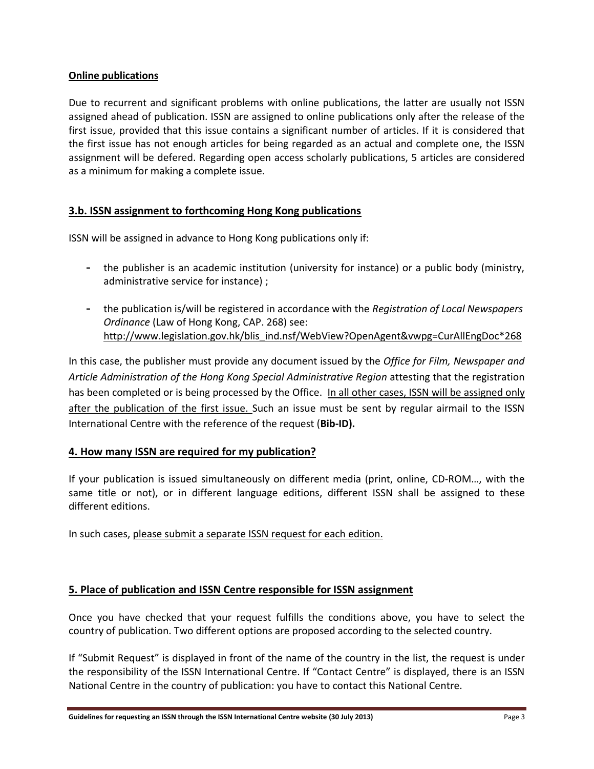**Online publications**

Due to recurrent and significant problems with online publications, the latter are usually not ISSN assigned ahead of publication. ISSN are assigned to online publications only after the release of the first issue, provided that this issue contains a significant number of articles. If it is considered that the first issue has not enough articles for being regarded as an actual and complete one, the ISSN assignment will be defered. Regarding open access scholarly publications, 5 articles are considered as a minimum for making a complete issue.

## 3.b. ISSN assignment to forthcoming Hong Kong publications

ISSN will be assigned in advance to Hong Kong publications only if:

- the publisher is an academic institution (university for instance) or a public body (ministry, administrative service for instance) ;
- the publication is/will be registered in accordance with the *Registration of Local Newspapers Ordinance* (Law of Hong Kong, CAP. 268) see: http://www.legislation.gov.hk/blis_ind.nsf/WebView?OpenAgent&vwpg=CurAllEngDoc*268

In this case, the publisher must provide any document issued by the *Office for Film, Newspaper and Article Administration of the Hong Kong Special Administrative Region* attesting that the registration has been completed or is being processed by the Office. In all other cases, ISSN will be assigned only after the publication of the first issue. Such an issue must be sent by regular airmail to the ISSN International Centre with the reference of the request (**Bib-ID).**

## 4. How many ISSN are required for my publication?

If your publication is issued simultaneously on different media (print, online, CD-ROM…, with the same title or not), or in different language editions, different ISSN shall be assigned to these different editions.

In such cases, please submit a separate ISSN request for each edition.

## 5. Place of publication and ISSN Centre responsible for ISSN assignment

Once you have checked that your request fulfills the conditions above, you have to select the country of publication. Two different options are proposed according to the selected country.

If "Submit Request" is displayed in front of the name of the country in the list, the request is under the responsibility of the ISSN International Centre. If "Contact Centre" is displayed, there is an ISSN National Centre in the country of publication: you have to contact this National Centre.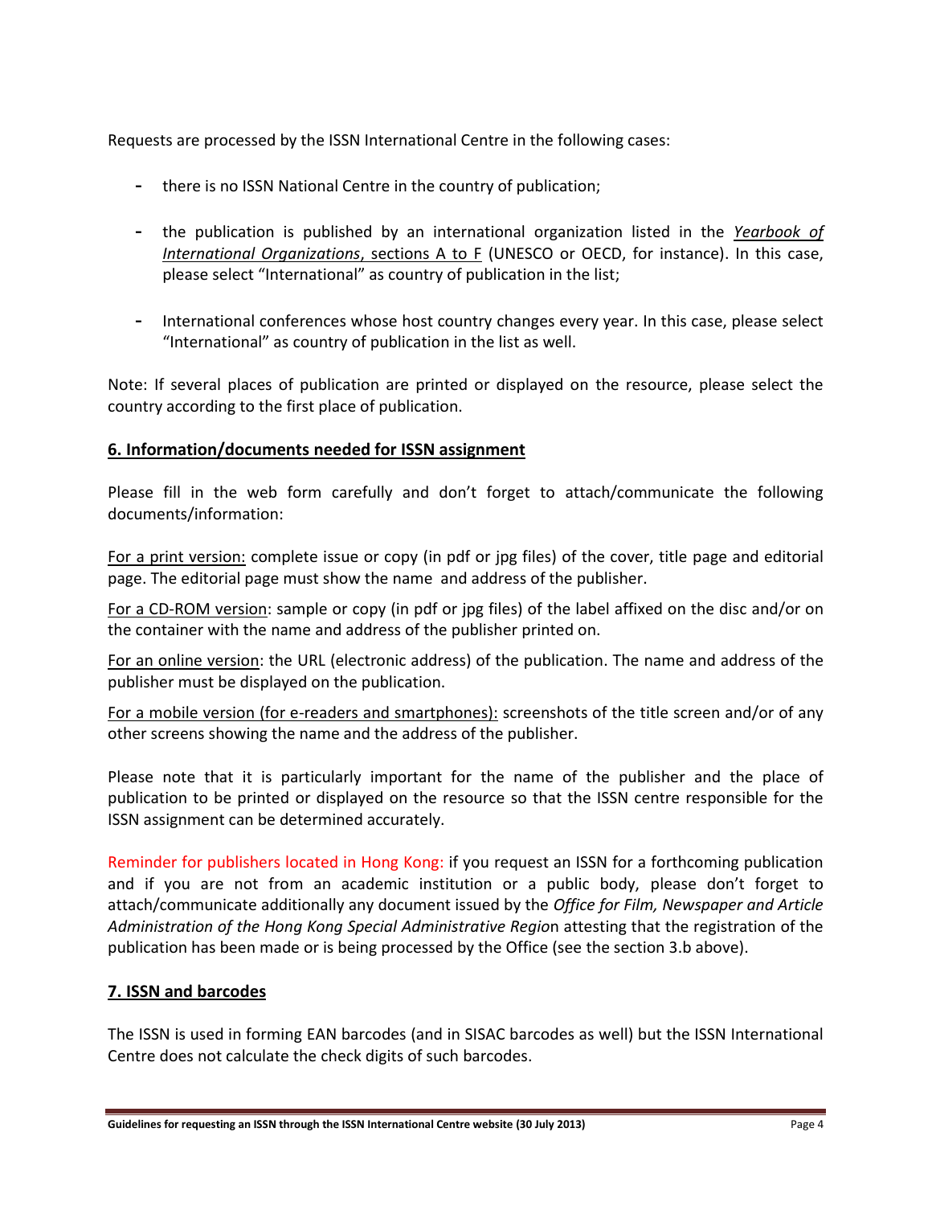Requests are processed by the ISSN International Centre in the following cases:

- there is no ISSN National Centre in the country of publication;
- the publication is published by an international organization listed in the *Yearbook of International Organizations*, sections A to F (UNESCO or OECD, for instance). In this case, please select "International" as country of publication in the list;
- International conferences whose host country changes every year. In this case, please select "International" as country of publication in the list as well.

Note: If several places of publication are printed or displayed on the resource, please select the country according to the first place of publication.

## 6. Information/documents needed for ISSN assignment

Please fill in the web form carefully and don't forget to attach/communicate the following documents/information:

For a print version: complete issue or copy (in pdf or jpg files) of the cover, title page and editorial page. The editorial page must show the name and address of the publisher.

For a CD-ROM version: sample or copy (in pdf or jpg files) of the label affixed on the disc and/or on the container with the name and address of the publisher printed on.

For an online version: the URL (electronic address) of the publication. The name and address of the publisher must be displayed on the publication.

For a mobile version (for e-readers and smartphones): screenshots of the title screen and/or of any other screens showing the name and the address of the publisher.

Please note that it is particularly important for the name of the publisher and the place of publication to be printed or displayed on the resource so that the ISSN centre responsible for the ISSN assignment can be determined accurately.

Reminder for publishers located in Hong Kong: if you request an ISSN for a forthcoming publication and if you are not from an academic institution or a public body, please don't forget to attach/communicate additionally any document issued by the *Office for Film, Newspaper and Article Administration of the Hong Kong Special Administrative Region* attesting that the registration of the publication has been made or is being processed by the Office (see the section 3.b above).

## 7. ISSN and barcodes

The ISSN is used in forming EAN barcodes (and in SISAC barcodes as well) but the ISSN International Centre does not calculate the check digits of such barcodes.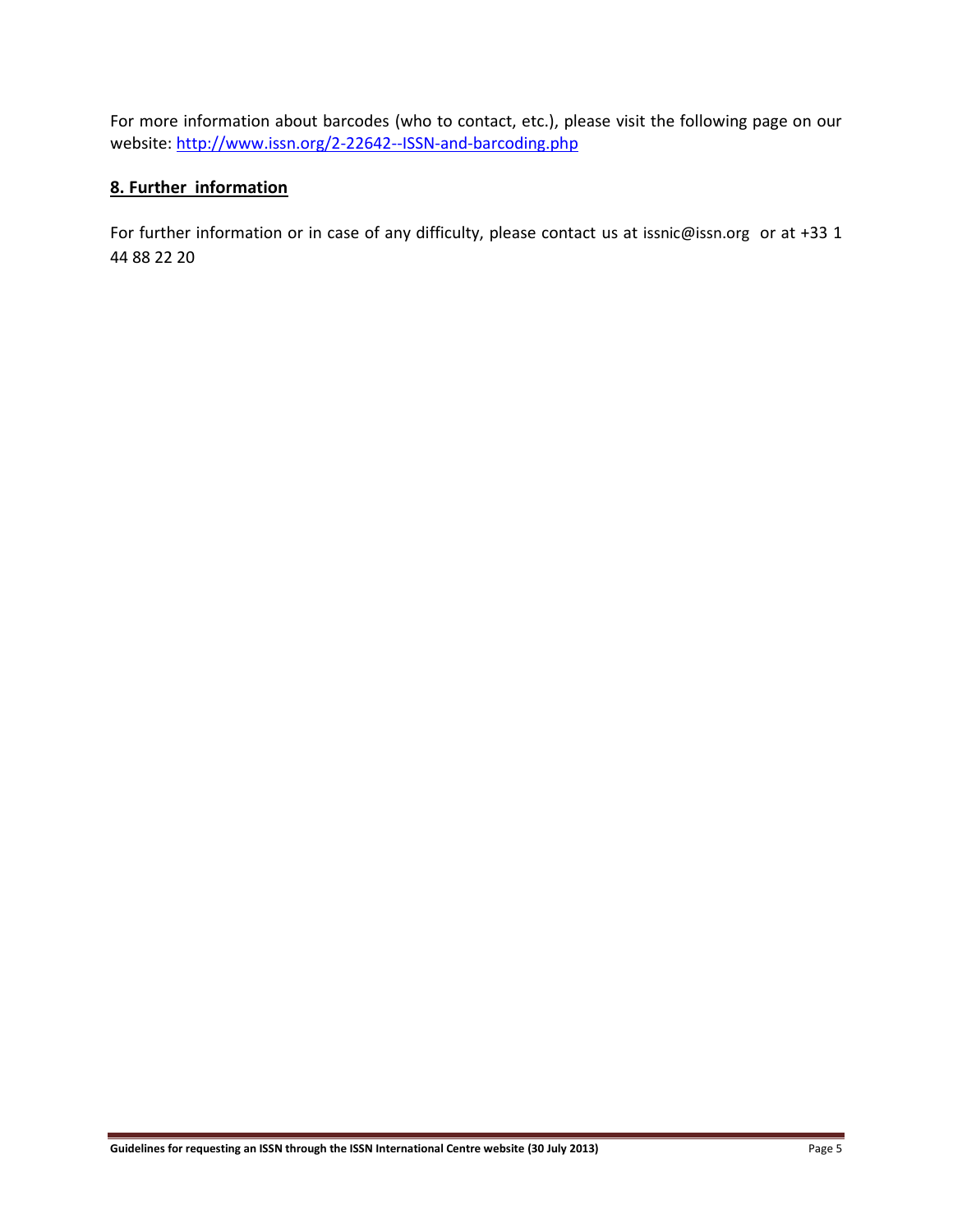For more information about barcodes (who to contact, etc.), please visit the following page on our website: [http://www.issn.org/2-22642--ISSN-and-barcoding.php](http://www.issn.org/2-22642--ISSN-and-barcoding.php)

## 8. Further information

For further information or in case of any difficulty, please contact us at issnic@issn.org or at +33 1 44 88 22 20